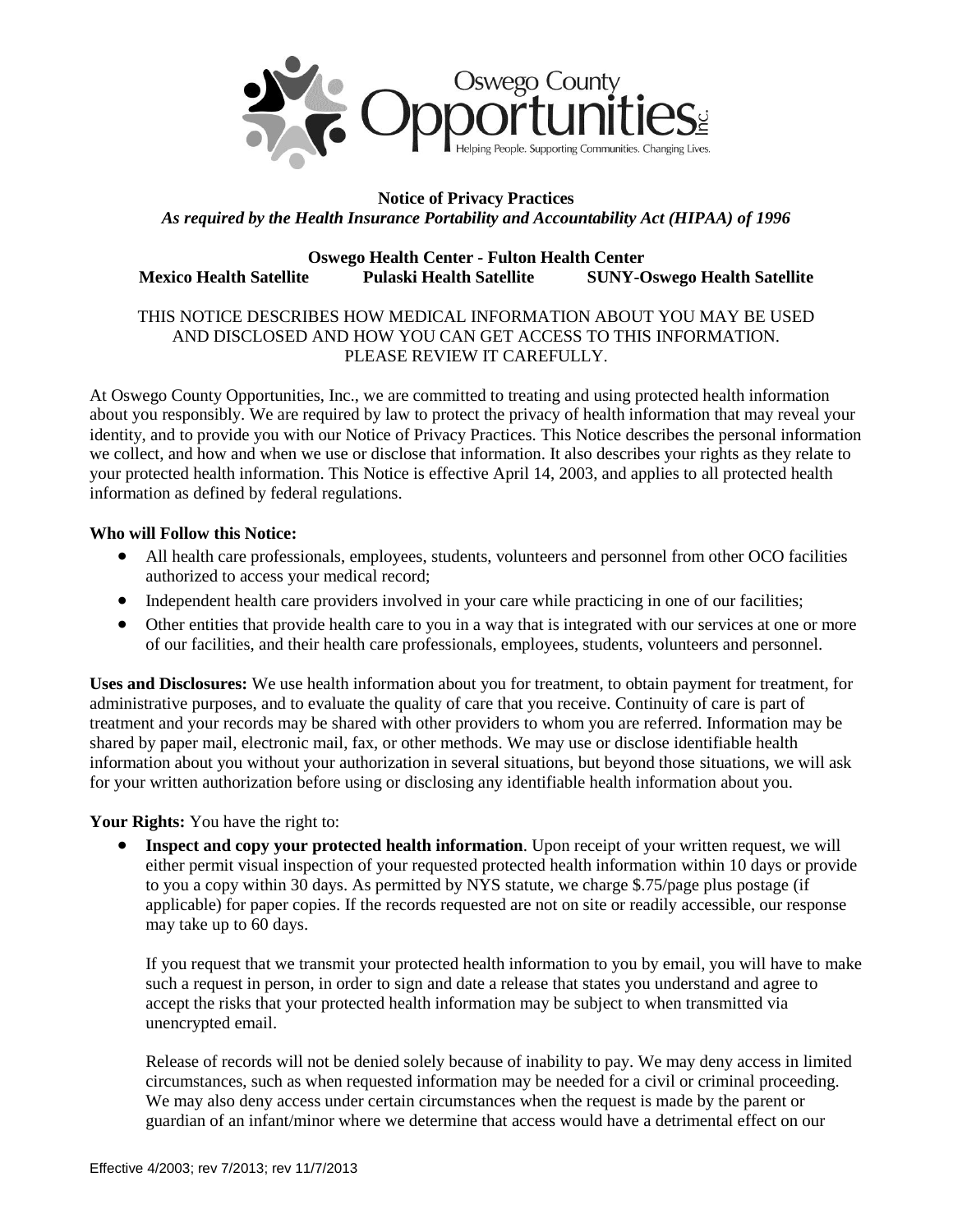Oswego County Opportunities Inc.

Helping People. Supporting Communities. Changing Lives.

# Notice of Privacy Practices

*As required by the Health Insurance Portability and Accountability Act (HIPAA) of 1996*

**Oswego Health Center - Fulton Health Center**

**Mexico Health Satellite  Pulaski Health Satellite  SUNY-Oswego Health Satellite**

THIS NOTICE DESCRIBES HOW MEDICAL INFORMATION ABOUT YOU MAY BE USED AND DISCLOSED AND HOW YOU CAN GET ACCESS TO THIS INFORMATION. PLEASE REVIEW IT CAREFULLY.

At Oswego County Opportunities, Inc., we are committed to treating and using protected health information about you responsibly. We are required by law to protect the privacy of health information that may reveal your identity, and to provide you with our Notice of Privacy Practices. This Notice describes the personal information we collect, and how and when we use or disclose that information. It also describes your rights as they relate to your protected health information. This Notice is effective April 14, 2003, and applies to all protected health information as defined by federal regulations.

**Who will Follow this Notice:**

- All health care professionals, employees, students, volunteers and personnel from other OCO facilities authorized to access your medical record;
- Independent health care providers involved in your care while practicing in one of our facilities;
- Other entities that provide health care to you in a way that is integrated with our services at one or more of our facilities, and their health care professionals, employees, students, volunteers and personnel.

**Uses and Disclosures:** We use health information about you for treatment, to obtain payment for treatment, for administrative purposes, and to evaluate the quality of care that you receive. Continuity of care is part of treatment and your records may be shared with other providers to whom you are referred. Information may be shared by paper mail, electronic mail, fax, or other methods. We may use or disclose identifiable health information about you without your authorization in several situations, but beyond those situations, we will ask for your written authorization before using or disclosing any identifiable health information about you.

**Your Rights:** You have the right to:

- **Inspect and copy your protected health information**. Upon receipt of your written request, we will either permit visual inspection of your requested protected health information within 10 days or provide to you a copy within 30 days. As permitted by NYS statute, we charge $.75/page plus postage (if applicable) for paper copies. If the records requested are not on site or readily accessible, our response may take up to 60 days.

  If you request that we transmit your protected health information to you by email, you will have to make such a request in person, in order to sign and date a release that states you understand and agree to accept the risks that your protected health information may be subject to when transmitted via unencrypted email.

  Release of records will not be denied solely because of inability to pay. We may deny access in limited circumstances, such as when requested information may be needed for a civil or criminal proceeding. We may also deny access under certain circumstances when the request is made by the parent or guardian of an infant/minor where we determine that access would have a detrimental effect on our

Effective 4/2003; rev 7/2013; rev 11/7/2013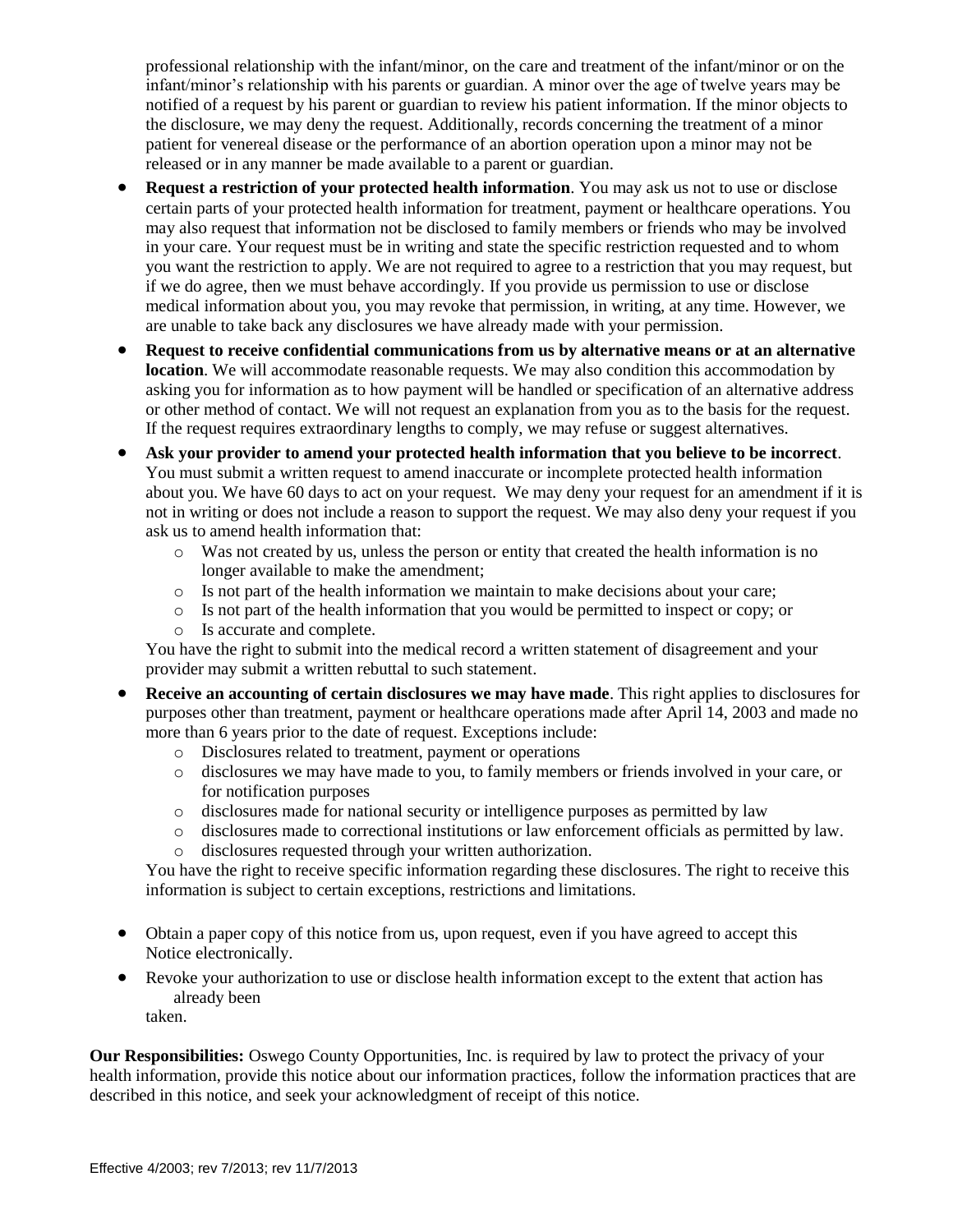professional relationship with the infant/minor, on the care and treatment of the infant/minor or on the infant/minor's relationship with his parents or guardian. A minor over the age of twelve years may be notified of a request by his parent or guardian to review his patient information. If the minor objects to the disclosure, we may deny the request. Additionally, records concerning the treatment of a minor patient for venereal disease or the performance of an abortion operation upon a minor may not be released or in any manner be made available to a parent or guardian.

- **Request a restriction of your protected health information**. You may ask us not to use or disclose certain parts of your protected health information for treatment, payment or healthcare operations. You may also request that information not be disclosed to family members or friends who may be involved in your care. Your request must be in writing and state the specific restriction requested and to whom you want the restriction to apply. We are not required to agree to a restriction that you may request, but if we do agree, then we must behave accordingly. If you provide us permission to use or disclose medical information about you, you may revoke that permission, in writing, at any time. However, we are unable to take back any disclosures we have already made with your permission.
- **Request to receive confidential communications from us by alternative means or at an alternative location**. We will accommodate reasonable requests. We may also condition this accommodation by asking you for information as to how payment will be handled or specification of an alternative address or other method of contact. We will not request an explanation from you as to the basis for the request. If the request requires extraordinary lengths to comply, we may refuse or suggest alternatives.
- **Ask your provider to amend your protected health information that you believe to be incorrect**. You must submit a written request to amend inaccurate or incomplete protected health information about you. We have 60 days to act on your request. We may deny your request for an amendment if it is not in writing or does not include a reason to support the request. We may also deny your request if you ask us to amend health information that:
  - Was not created by us, unless the person or entity that created the health information is no longer available to make the amendment;
  - Is not part of the health information we maintain to make decisions about your care;
  - Is not part of the health information that you would be permitted to inspect or copy; or
  - Is accurate and complete.

  You have the right to submit into the medical record a written statement of disagreement and your provider may submit a written rebuttal to such statement.
- **Receive an accounting of certain disclosures we may have made**. This right applies to disclosures for purposes other than treatment, payment or healthcare operations made after April 14, 2003 and made no more than 6 years prior to the date of request. Exceptions include:
  - Disclosures related to treatment, payment or operations
  - disclosures we may have made to you, to family members or friends involved in your care, or for notification purposes
  - disclosures made for national security or intelligence purposes as permitted by law
  - disclosures made to correctional institutions or law enforcement officials as permitted by law.
  - disclosures requested through your written authorization.

  You have the right to receive specific information regarding these disclosures. The right to receive this information is subject to certain exceptions, restrictions and limitations.
- Obtain a paper copy of this notice from us, upon request, even if you have agreed to accept this Notice electronically.
- Revoke your authorization to use or disclose health information except to the extent that action has already been taken.

**Our Responsibilities:** Oswego County Opportunities, Inc. is required by law to protect the privacy of your health information, provide this notice about our information practices, follow the information practices that are described in this notice, and seek your acknowledgment of receipt of this notice.

Effective 4/2003; rev 7/2013; rev 11/7/2013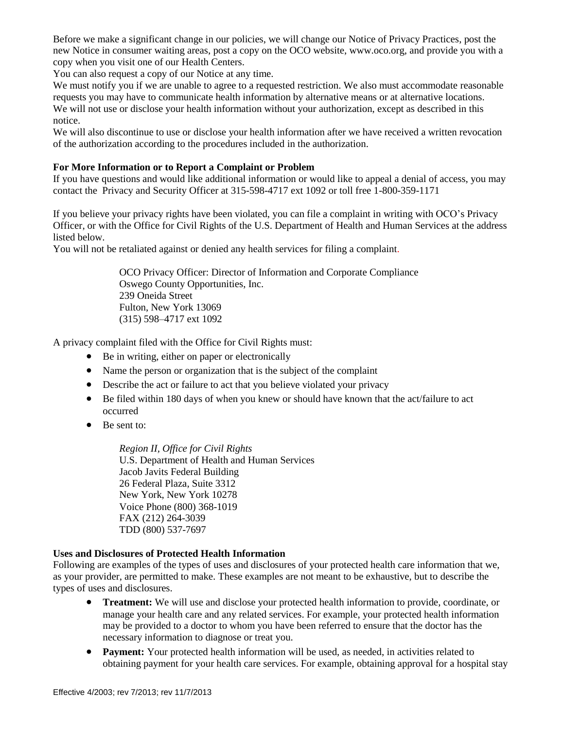Before we make a significant change in our policies, we will change our Notice of Privacy Practices, post the new Notice in consumer waiting areas, post a copy on the OCO website, www.oco.org, and provide you with a copy when you visit one of our Health Centers.

You can also request a copy of our Notice at any time.

We must notify you if we are unable to agree to a requested restriction. We also must accommodate reasonable requests you may have to communicate health information by alternative means or at alternative locations.

We will not use or disclose your health information without your authorization, except as described in this notice.

We will also discontinue to use or disclose your health information after we have received a written revocation of the authorization according to the procedures included in the authorization.

**For More Information or to Report a Complaint or Problem**

If you have questions and would like additional information or would like to appeal a denial of access, you may contact the Privacy and Security Officer at 315-598-4717 ext 1092 or toll free 1-800-359-1171

If you believe your privacy rights have been violated, you can file a complaint in writing with OCO's Privacy Officer, or with the Office for Civil Rights of the U.S. Department of Health and Human Services at the address listed below.

You will not be retaliated against or denied any health services for filing a complaint.

> OCO Privacy Officer: Director of Information and Corporate Compliance
> Oswego County Opportunities, Inc.
> 239 Oneida Street
> Fulton, New York 13069
> (315) 598–4717 ext 1092

A privacy complaint filed with the Office for Civil Rights must:

- Be in writing, either on paper or electronically
- Name the person or organization that is the subject of the complaint
- Describe the act or failure to act that you believe violated your privacy
- Be filed within 180 days of when you knew or should have known that the act/failure to act occurred
- Be sent to:

> *Region II, Office for Civil Rights*
> U.S. Department of Health and Human Services
> Jacob Javits Federal Building
> 26 Federal Plaza, Suite 3312
> New York, New York 10278
> Voice Phone (800) 368-1019
> FAX (212) 264-3039
> TDD (800) 537-7697

**Uses and Disclosures of Protected Health Information**

Following are examples of the types of uses and disclosures of your protected health care information that we, as your provider, are permitted to make. These examples are not meant to be exhaustive, but to describe the types of uses and disclosures.

- **Treatment:** We will use and disclose your protected health information to provide, coordinate, or manage your health care and any related services. For example, your protected health information may be provided to a doctor to whom you have been referred to ensure that the doctor has the necessary information to diagnose or treat you.
- **Payment:** Your protected health information will be used, as needed, in activities related to obtaining payment for your health care services. For example, obtaining approval for a hospital stay

Effective 4/2003; rev 7/2013; rev 11/7/2013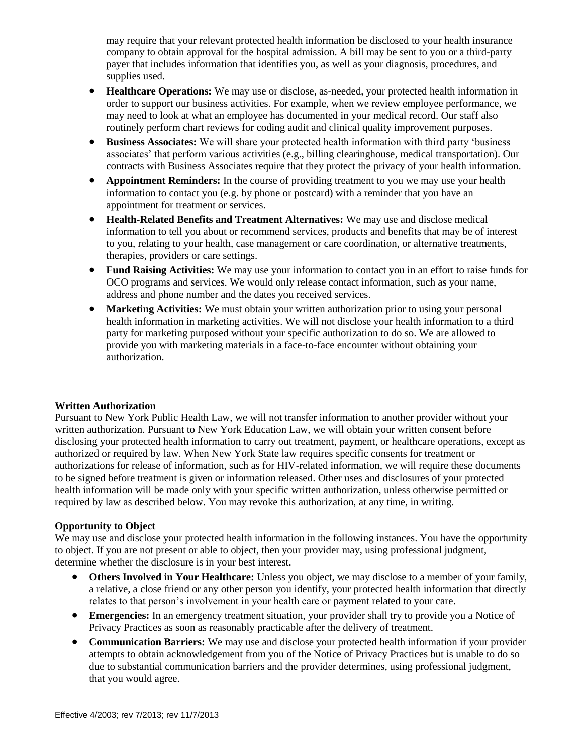may require that your relevant protected health information be disclosed to your health insurance company to obtain approval for the hospital admission. A bill may be sent to you or a third-party payer that includes information that identifies you, as well as your diagnosis, procedures, and supplies used.

- **Healthcare Operations:** We may use or disclose, as-needed, your protected health information in order to support our business activities. For example, when we review employee performance, we may need to look at what an employee has documented in your medical record. Our staff also routinely perform chart reviews for coding audit and clinical quality improvement purposes.
- **Business Associates:** We will share your protected health information with third party 'business associates' that perform various activities (e.g., billing clearinghouse, medical transportation). Our contracts with Business Associates require that they protect the privacy of your health information.
- **Appointment Reminders:** In the course of providing treatment to you we may use your health information to contact you (e.g. by phone or postcard) with a reminder that you have an appointment for treatment or services.
- **Health-Related Benefits and Treatment Alternatives:** We may use and disclose medical information to tell you about or recommend services, products and benefits that may be of interest to you, relating to your health, case management or care coordination, or alternative treatments, therapies, providers or care settings.
- **Fund Raising Activities:** We may use your information to contact you in an effort to raise funds for OCO programs and services. We would only release contact information, such as your name, address and phone number and the dates you received services.
- **Marketing Activities:** We must obtain your written authorization prior to using your personal health information in marketing activities. We will not disclose your health information to a third party for marketing purposed without your specific authorization to do so. We are allowed to provide you with marketing materials in a face-to-face encounter without obtaining your authorization.

**Written Authorization**

Pursuant to New York Public Health Law, we will not transfer information to another provider without your written authorization. Pursuant to New York Education Law, we will obtain your written consent before disclosing your protected health information to carry out treatment, payment, or healthcare operations, except as authorized or required by law. When New York State law requires specific consents for treatment or authorizations for release of information, such as for HIV-related information, we will require these documents to be signed before treatment is given or information released. Other uses and disclosures of your protected health information will be made only with your specific written authorization, unless otherwise permitted or required by law as described below. You may revoke this authorization, at any time, in writing.

**Opportunity to Object**

We may use and disclose your protected health information in the following instances. You have the opportunity to object. If you are not present or able to object, then your provider may, using professional judgment, determine whether the disclosure is in your best interest.

- **Others Involved in Your Healthcare:** Unless you object, we may disclose to a member of your family, a relative, a close friend or any other person you identify, your protected health information that directly relates to that person's involvement in your health care or payment related to your care.
- **Emergencies:** In an emergency treatment situation, your provider shall try to provide you a Notice of Privacy Practices as soon as reasonably practicable after the delivery of treatment.
- **Communication Barriers:** We may use and disclose your protected health information if your provider attempts to obtain acknowledgement from you of the Notice of Privacy Practices but is unable to do so due to substantial communication barriers and the provider determines, using professional judgment, that you would agree.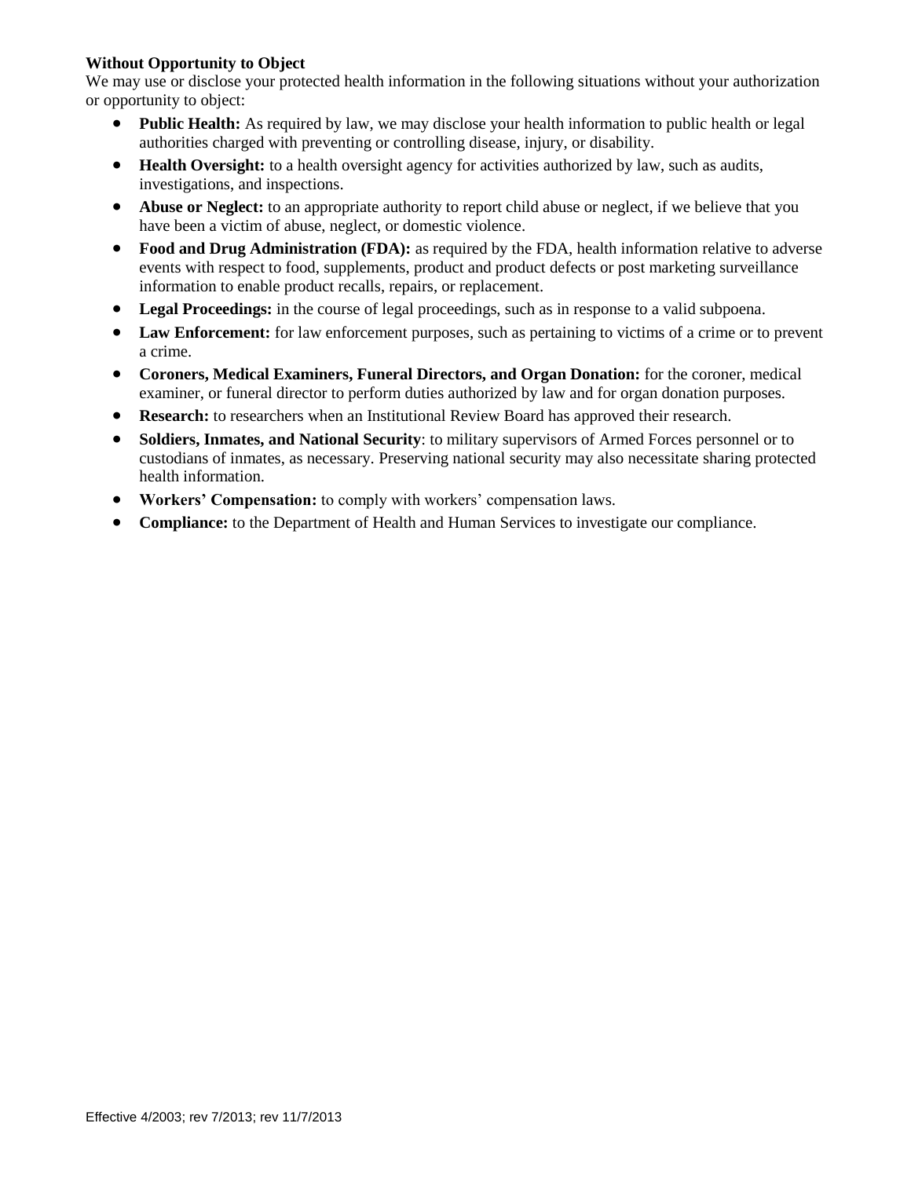**Without Opportunity to Object**

We may use or disclose your protected health information in the following situations without your authorization or opportunity to object:

- **Public Health:** As required by law, we may disclose your health information to public health or legal authorities charged with preventing or controlling disease, injury, or disability.
- **Health Oversight:** to a health oversight agency for activities authorized by law, such as audits, investigations, and inspections.
- **Abuse or Neglect:** to an appropriate authority to report child abuse or neglect, if we believe that you have been a victim of abuse, neglect, or domestic violence.
- **Food and Drug Administration (FDA):** as required by the FDA, health information relative to adverse events with respect to food, supplements, product and product defects or post marketing surveillance information to enable product recalls, repairs, or replacement.
- **Legal Proceedings:** in the course of legal proceedings, such as in response to a valid subpoena.
- **Law Enforcement:** for law enforcement purposes, such as pertaining to victims of a crime or to prevent a crime.
- **Coroners, Medical Examiners, Funeral Directors, and Organ Donation:** for the coroner, medical examiner, or funeral director to perform duties authorized by law and for organ donation purposes.
- **Research:** to researchers when an Institutional Review Board has approved their research.
- **Soldiers, Inmates, and National Security**: to military supervisors of Armed Forces personnel or to custodians of inmates, as necessary. Preserving national security may also necessitate sharing protected health information.
- **Workers' Compensation:** to comply with workers' compensation laws.
- **Compliance:** to the Department of Health and Human Services to investigate our compliance.

Effective 4/2003; rev 7/2013; rev 11/7/2013